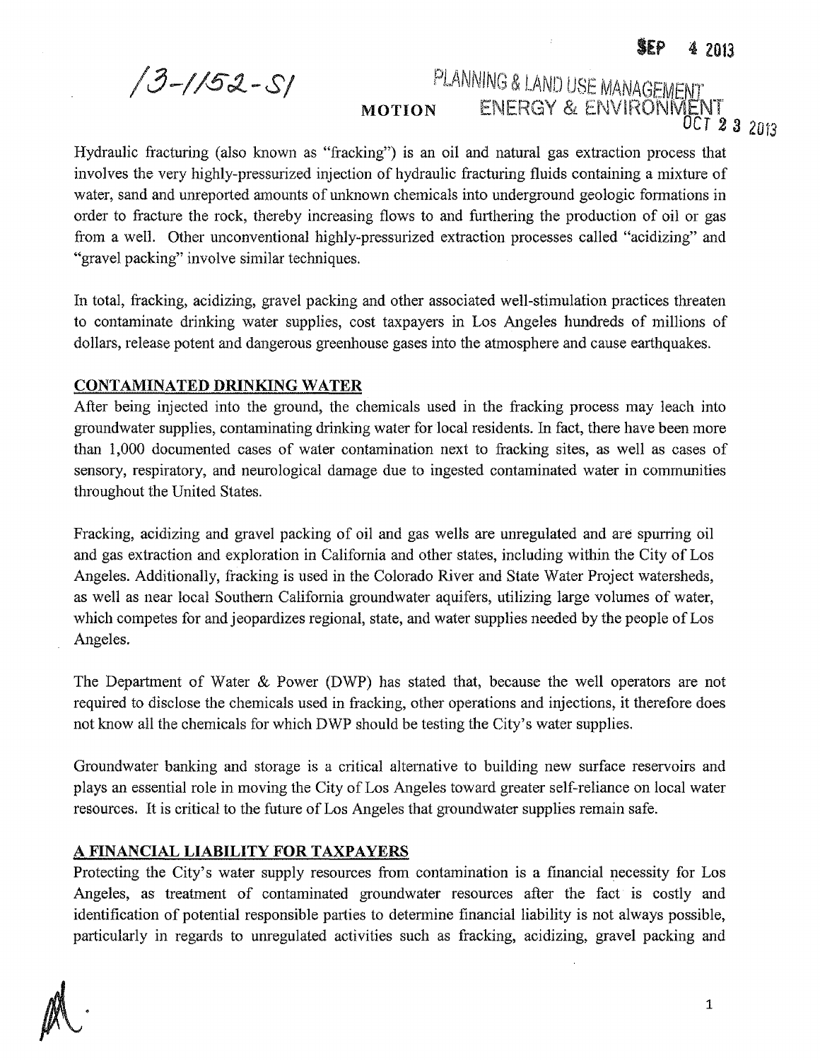13-1152-S1

SEP 4 2013

PLANNING & LAND USE MANAGEMENT

**MOTION**

ENERGY & ENVIRONMENT

OCT 23 2013

Hydraulic fracturing (also known as "fracking") is an oil and natural gas extraction process that involves the very highly-pressurized injection of hydraulic fracturing fluids containing a mixture of water, sand and unreported amounts of unknown chemicals into underground geologic formations in order to fracture the rock, thereby increasing flows to and furthering the production of oil or gas from a well. Other unconventional highly-pressurized extraction processes called "acidizing" and "gravel packing" involve similar techniques.

In total, fracking, acidizing, gravel packing and other associated well-stimulation practices threaten to contaminate drinking water supplies, cost taxpayers in Los Angeles hundreds of millions of dollars, release potent and dangerous greenhouse gases into the atmosphere and cause earthquakes.

## CONTAMINATED DRINKING WATER

After being injected into the ground, the chemicals used in the fracking process may leach into groundwater supplies, contaminating drinking water for local residents. In fact, there have been more than 1,000 documented cases of water contamination next to fracking sites, as well as cases of sensory, respiratory, and neurological damage due to ingested contaminated water in communities throughout the United States.

Fracking, acidizing and gravel packing of oil and gas wells are unregulated and are spurring oil and gas extraction and exploration in California and other states, including within the City of Los Angeles. Additionally, fracking is used in the Colorado River and State Water Project watersheds, as well as near local Southern California groundwater aquifers, utilizing large volumes of water, which competes for and jeopardizes regional, state, and water supplies needed by the people of Los Angeles.

The Department of Water & Power (DWP) has stated that, because the well operators are not required to disclose the chemicals used in fracking, other operations and injections, it therefore does not know all the chemicals for which DWP should be testing the City's water supplies.

Groundwater banking and storage is a critical alternative to building new surface reservoirs and plays an essential role in moving the City of Los Angeles toward greater self-reliance on local water resources. It is critical to the future of Los Angeles that groundwater supplies remain safe.

## A FINANCIAL LIABILITY FOR TAXPAYERS

Protecting the City's water supply resources from contamination is a financial necessity for Los Angeles, as treatment of contaminated groundwater resources after the fact is costly and identification of potential responsible parties to determine financial liability is not always possible, particularly in regards to unregulated activities such as fracking, acidizing, gravel packing and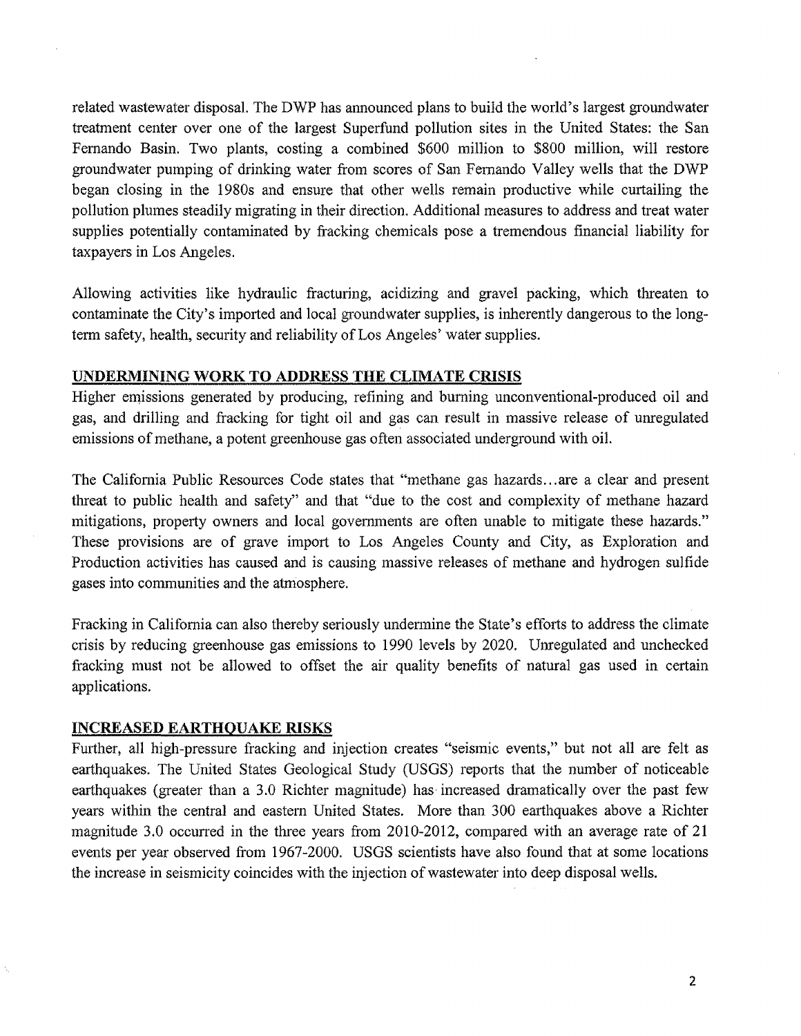related wastewater disposal. The DWP has announced plans to build the world's largest groundwater treatment center over one of the largest Superfund pollution sites in the United States: the San Fernando Basin. Two plants, costing a combined $600 million to $800 million, will restore groundwater pumping of drinking water from scores of San Fernando Valley wells that the DWP began closing in the 1980s and ensure that other wells remain productive while curtailing the pollution plumes steadily migrating in their direction. Additional measures to address and treat water supplies potentially contaminated by fracking chemicals pose a tremendous financial liability for taxpayers in Los Angeles.

Allowing activities like hydraulic fracturing, acidizing and gravel packing, which threaten to contaminate the City's imported and local groundwater supplies, is inherently dangerous to the long-term safety, health, security and reliability of Los Angeles' water supplies.

## UNDERMINING WORK TO ADDRESS THE CLIMATE CRISIS

Higher emissions generated by producing, refining and burning unconventional-produced oil and gas, and drilling and fracking for tight oil and gas can result in massive release of unregulated emissions of methane, a potent greenhouse gas often associated underground with oil.

The California Public Resources Code states that "methane gas hazards…are a clear and present threat to public health and safety" and that "due to the cost and complexity of methane hazard mitigations, property owners and local governments are often unable to mitigate these hazards." These provisions are of grave import to Los Angeles County and City, as Exploration and Production activities has caused and is causing massive releases of methane and hydrogen sulfide gases into communities and the atmosphere.

Fracking in California can also thereby seriously undermine the State's efforts to address the climate crisis by reducing greenhouse gas emissions to 1990 levels by 2020. Unregulated and unchecked fracking must not be allowed to offset the air quality benefits of natural gas used in certain applications.

## INCREASED EARTHQUAKE RISKS

Further, all high-pressure fracking and injection creates "seismic events," but not all are felt as earthquakes. The United States Geological Study (USGS) reports that the number of noticeable earthquakes (greater than a 3.0 Richter magnitude) has increased dramatically over the past few years within the central and eastern United States. More than 300 earthquakes above a Richter magnitude 3.0 occurred in the three years from 2010-2012, compared with an average rate of 21 events per year observed from 1967-2000. USGS scientists have also found that at some locations the increase in seismicity coincides with the injection of wastewater into deep disposal wells.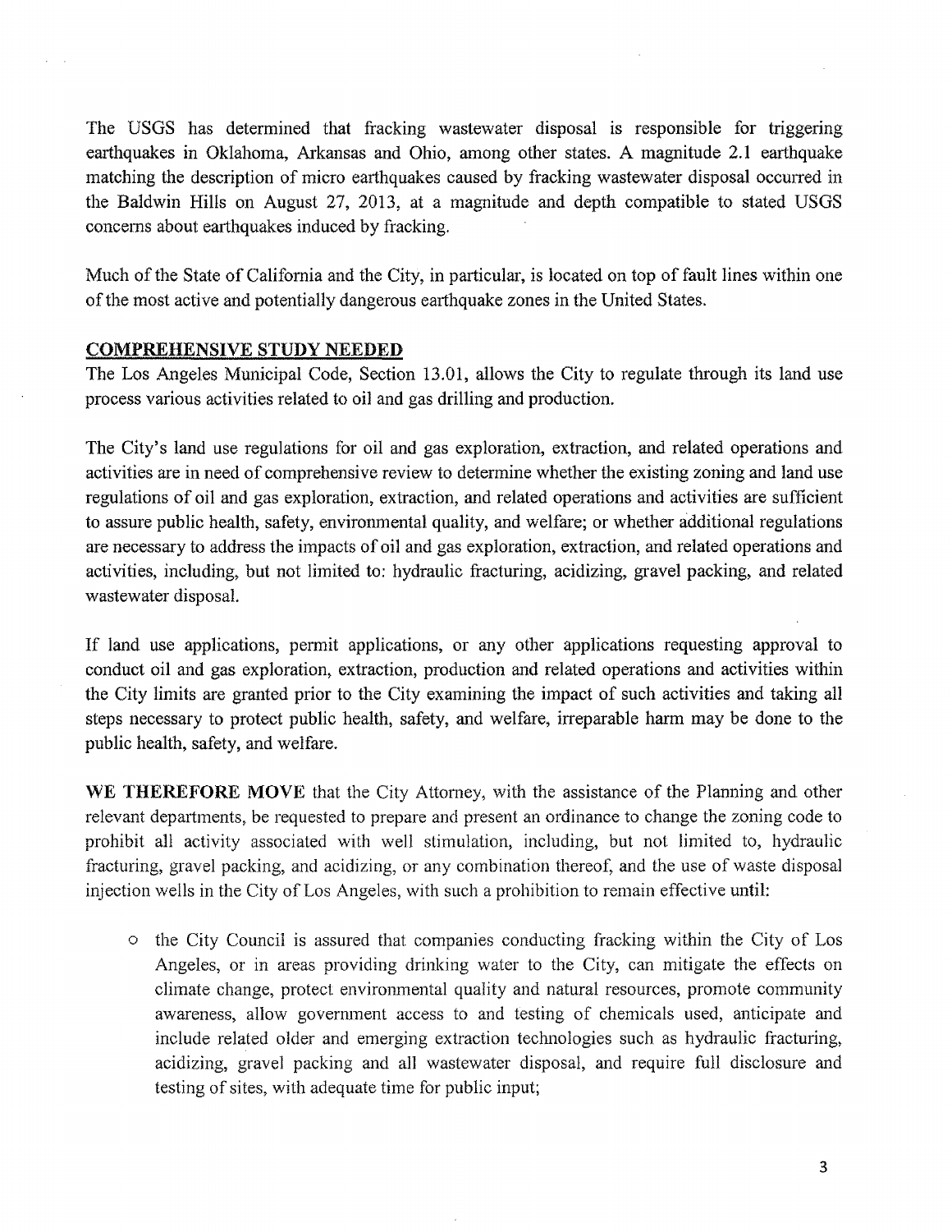The USGS has determined that fracking wastewater disposal is responsible for triggering earthquakes in Oklahoma, Arkansas and Ohio, among other states. A magnitude 2.1 earthquake matching the description of micro earthquakes caused by fracking wastewater disposal occurred in the Baldwin Hills on August 27, 2013, at a magnitude and depth compatible to stated USGS concerns about earthquakes induced by fracking.

Much of the State of California and the City, in particular, is located on top of fault lines within one of the most active and potentially dangerous earthquake zones in the United States.

**COMPREHENSIVE STUDY NEEDED**

The Los Angeles Municipal Code, Section 13.01, allows the City to regulate through its land use process various activities related to oil and gas drilling and production.

The City's land use regulations for oil and gas exploration, extraction, and related operations and activities are in need of comprehensive review to determine whether the existing zoning and land use regulations of oil and gas exploration, extraction, and related operations and activities are sufficient to assure public health, safety, environmental quality, and welfare; or whether additional regulations are necessary to address the impacts of oil and gas exploration, extraction, and related operations and activities, including, but not limited to: hydraulic fracturing, acidizing, gravel packing, and related wastewater disposal.

If land use applications, permit applications, or any other applications requesting approval to conduct oil and gas exploration, extraction, production and related operations and activities within the City limits are granted prior to the City examining the impact of such activities and taking all steps necessary to protect public health, safety, and welfare, irreparable harm may be done to the public health, safety, and welfare.

**WE THEREFORE MOVE** that the City Attorney, with the assistance of the Planning and other relevant departments, be requested to prepare and present an ordinance to change the zoning code to prohibit all activity associated with well stimulation, including, but not limited to, hydraulic fracturing, gravel packing, and acidizing, or any combination thereof, and the use of waste disposal injection wells in the City of Los Angeles, with such a prohibition to remain effective until:

- the City Council is assured that companies conducting fracking within the City of Los Angeles, or in areas providing drinking water to the City, can mitigate the effects on climate change, protect environmental quality and natural resources, promote community awareness, allow government access to and testing of chemicals used, anticipate and include related older and emerging extraction technologies such as hydraulic fracturing, acidizing, gravel packing and all wastewater disposal, and require full disclosure and testing of sites, with adequate time for public input;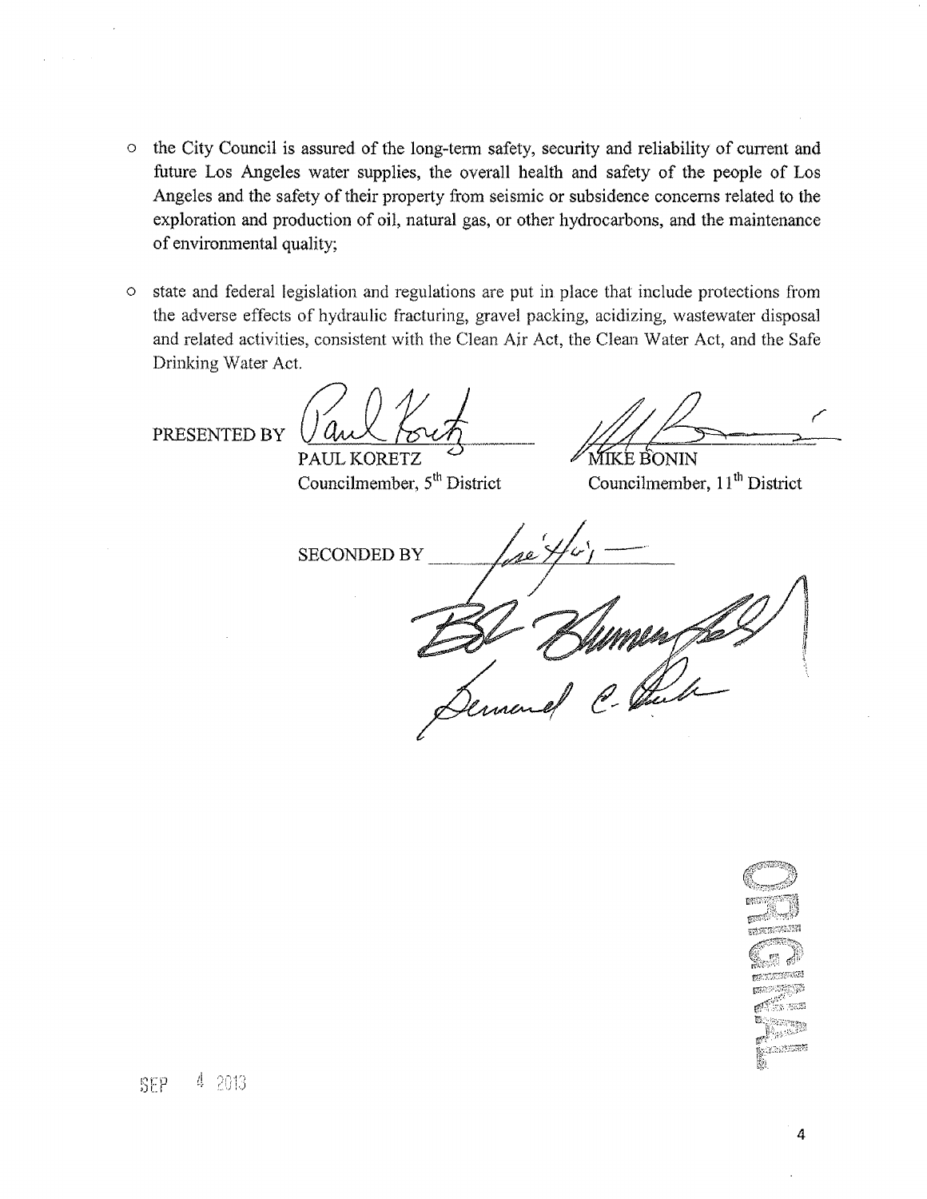- the City Council is assured of the long-term safety, security and reliability of current and future Los Angeles water supplies, the overall health and safety of the people of Los Angeles and the safety of their property from seismic or subsidence concerns related to the exploration and production of oil, natural gas, or other hydrocarbons, and the maintenance of environmental quality;

- state and federal legislation and regulations are put in place that include protections from the adverse effects of hydraulic fracturing, gravel packing, acidizing, wastewater disposal and related activities, consistent with the Clean Air Act, the Clean Water Act, and the Safe Drinking Water Act.

PRESENTED BY

PAUL KORETZ
Councilmember, 5th District

MIKE BONIN
Councilmember, 11th District

SECONDED BY

ORIGINAL

SEP 4 2013